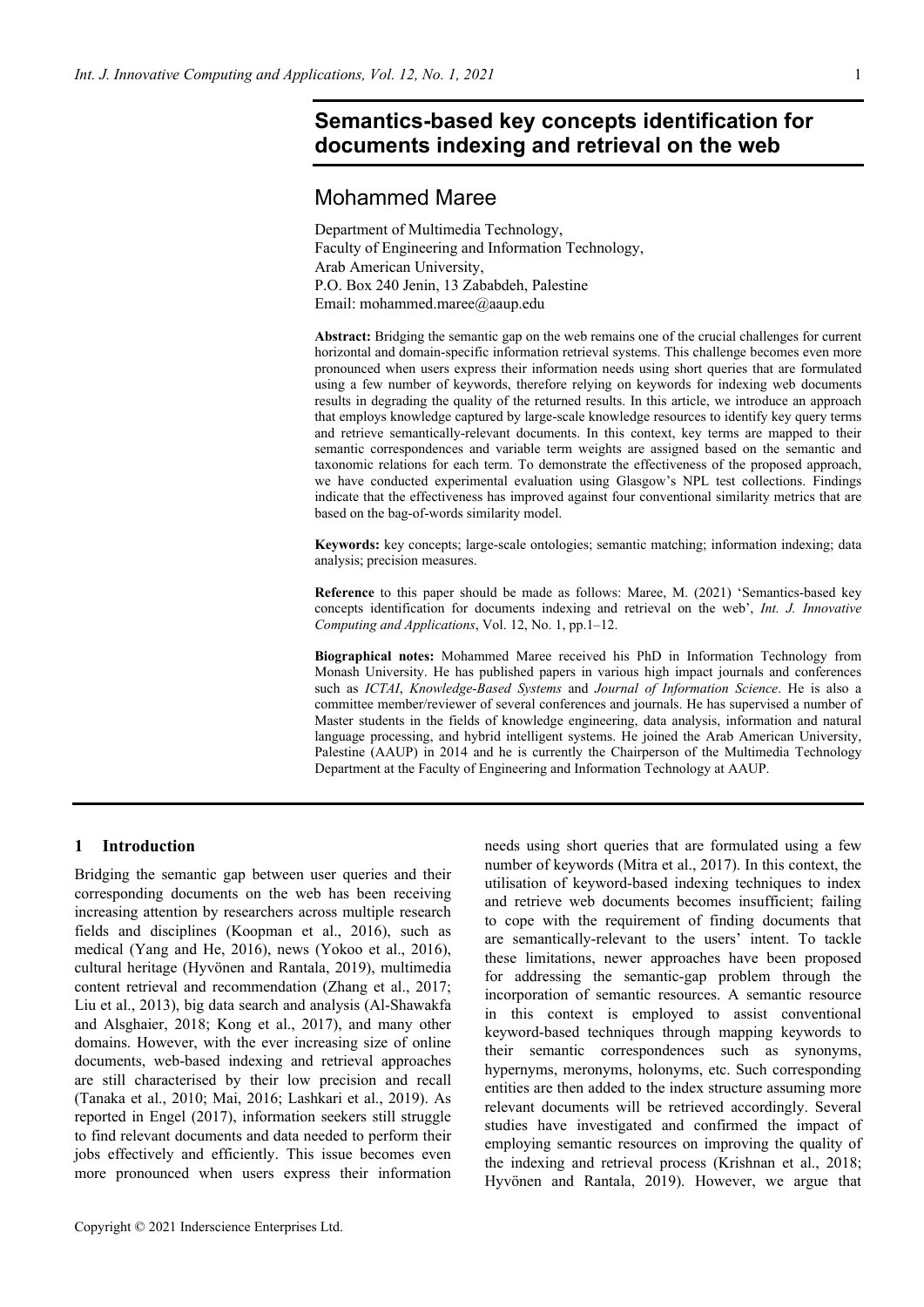# Semantics-based key concepts identification for documents indexing and retrieval on the web

## Mohammed Maree

Department of Multimedia Technology,
Faculty of Engineering and Information Technology,
Arab American University,
P.O. Box 240 Jenin, 13 Zababdeh, Palestine
Email: mohammed.maree@aaup.edu

**Abstract:** Bridging the semantic gap on the web remains one of the crucial challenges for current horizontal and domain-specific information retrieval systems. This challenge becomes even more pronounced when users express their information needs using short queries that are formulated using a few number of keywords, therefore relying on keywords for indexing web documents results in degrading the quality of the returned results. In this article, we introduce an approach that employs knowledge captured by large-scale knowledge resources to identify key query terms and retrieve semantically-relevant documents. In this context, key terms are mapped to their semantic correspondences and variable term weights are assigned based on the semantic and taxonomic relations for each term. To demonstrate the effectiveness of the proposed approach, we have conducted experimental evaluation using Glasgow's NPL test collections. Findings indicate that the effectiveness has improved against four conventional similarity metrics that are based on the bag-of-words similarity model.

**Keywords:** key concepts; large-scale ontologies; semantic matching; information indexing; data analysis; precision measures.

**Reference** to this paper should be made as follows: Maree, M. (2021) 'Semantics-based key concepts identification for documents indexing and retrieval on the web', *Int. J. Innovative Computing and Applications*, Vol. 12, No. 1, pp.1–12.

**Biographical notes:** Mohammed Maree received his PhD in Information Technology from Monash University. He has published papers in various high impact journals and conferences such as *ICTAI*, *Knowledge-Based Systems* and *Journal of Information Science*. He is also a committee member/reviewer of several conferences and journals. He has supervised a number of Master students in the fields of knowledge engineering, data analysis, information and natural language processing, and hybrid intelligent systems. He joined the Arab American University, Palestine (AAUP) in 2014 and he is currently the Chairperson of the Multimedia Technology Department at the Faculty of Engineering and Information Technology at AAUP.

## 1 Introduction

Bridging the semantic gap between user queries and their corresponding documents on the web has been receiving increasing attention by researchers across multiple research fields and disciplines (Koopman et al., 2016), such as medical (Yang and He, 2016), news (Yokoo et al., 2016), cultural heritage (Hyvönen and Rantala, 2019), multimedia content retrieval and recommendation (Zhang et al., 2017; Liu et al., 2013), big data search and analysis (Al-Shawakfa and Alsghaier, 2018; Kong et al., 2017), and many other domains. However, with the ever increasing size of online documents, web-based indexing and retrieval approaches are still characterised by their low precision and recall (Tanaka et al., 2010; Mai, 2016; Lashkari et al., 2019). As reported in Engel (2017), information seekers still struggle to find relevant documents and data needed to perform their jobs effectively and efficiently. This issue becomes even more pronounced when users express their information needs using short queries that are formulated using a few number of keywords (Mitra et al., 2017). In this context, the utilisation of keyword-based indexing techniques to index and retrieve web documents becomes insufficient; failing to cope with the requirement of finding documents that are semantically-relevant to the users' intent. To tackle these limitations, newer approaches have been proposed for addressing the semantic-gap problem through the incorporation of semantic resources. A semantic resource in this context is employed to assist conventional keyword-based techniques through mapping keywords to their semantic correspondences such as synonyms, hypernyms, meronyms, holonyms, etc. Such corresponding entities are then added to the index structure assuming more relevant documents will be retrieved accordingly. Several studies have investigated and confirmed the impact of employing semantic resources on improving the quality of the indexing and retrieval process (Krishnan et al., 2018; Hyvönen and Rantala, 2019). However, we argue that

Copyright © 2021 Inderscience Enterprises Ltd.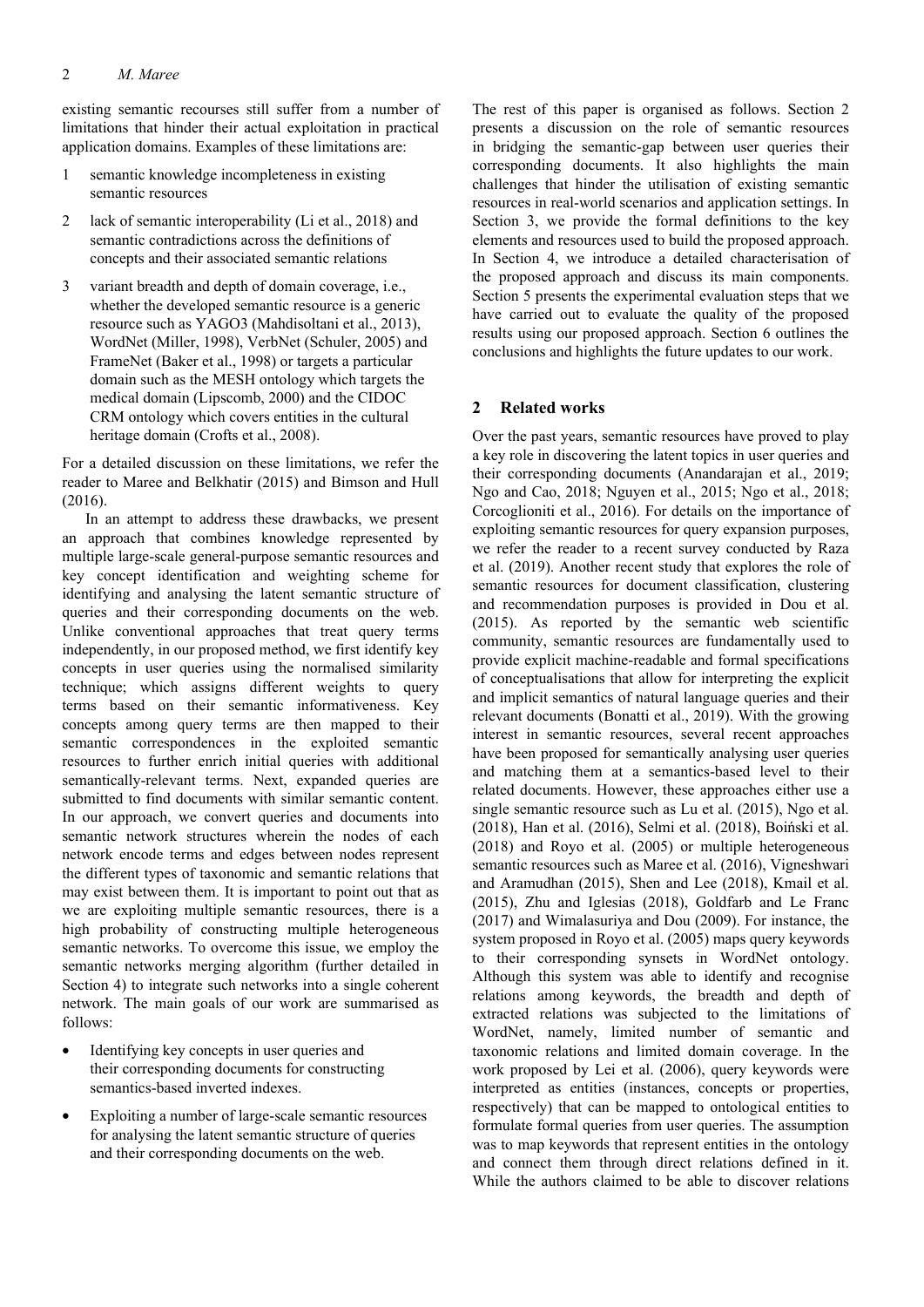existing semantic recourses still suffer from a number of limitations that hinder their actual exploitation in practical application domains. Examples of these limitations are:

1. semantic knowledge incompleteness in existing semantic resources
2. lack of semantic interoperability (Li et al., 2018) and semantic contradictions across the definitions of concepts and their associated semantic relations
3. variant breadth and depth of domain coverage, i.e., whether the developed semantic resource is a generic resource such as YAGO3 (Mahdisoltani et al., 2013), WordNet (Miller, 1998), VerbNet (Schuler, 2005) and FrameNet (Baker et al., 1998) or targets a particular domain such as the MESH ontology which targets the medical domain (Lipscomb, 2000) and the CIDOC CRM ontology which covers entities in the cultural heritage domain (Crofts et al., 2008).

For a detailed discussion on these limitations, we refer the reader to Maree and Belkhatir (2015) and Bimson and Hull (2016).

In an attempt to address these drawbacks, we present an approach that combines knowledge represented by multiple large-scale general-purpose semantic resources and key concept identification and weighting scheme for identifying and analysing the latent semantic structure of queries and their corresponding documents on the web. Unlike conventional approaches that treat query terms independently, in our proposed method, we first identify key concepts in user queries using the normalised similarity technique; which assigns different weights to query terms based on their semantic informativeness. Key concepts among query terms are then mapped to their semantic correspondences in the exploited semantic resources to further enrich initial queries with additional semantically-relevant terms. Next, expanded queries are submitted to find documents with similar semantic content. In our approach, we convert queries and documents into semantic network structures wherein the nodes of each network encode terms and edges between nodes represent the different types of taxonomic and semantic relations that may exist between them. It is important to point out that as we are exploiting multiple semantic resources, there is a high probability of constructing multiple heterogeneous semantic networks. To overcome this issue, we employ the semantic networks merging algorithm (further detailed in Section 4) to integrate such networks into a single coherent network. The main goals of our work are summarised as follows:

- Identifying key concepts in user queries and their corresponding documents for constructing semantics-based inverted indexes.
- Exploiting a number of large-scale semantic resources for analysing the latent semantic structure of queries and their corresponding documents on the web.

The rest of this paper is organised as follows. Section 2 presents a discussion on the role of semantic resources in bridging the semantic-gap between user queries their corresponding documents. It also highlights the main challenges that hinder the utilisation of existing semantic resources in real-world scenarios and application settings. In Section 3, we provide the formal definitions to the key elements and resources used to build the proposed approach. In Section 4, we introduce a detailed characterisation of the proposed approach and discuss its main components. Section 5 presents the experimental evaluation steps that we have carried out to evaluate the quality of the proposed results using our proposed approach. Section 6 outlines the conclusions and highlights the future updates to our work.

## 2 Related works

Over the past years, semantic resources have proved to play a key role in discovering the latent topics in user queries and their corresponding documents (Anandarajan et al., 2019; Ngo and Cao, 2018; Nguyen et al., 2015; Ngo et al., 2018; Corcoglioniti et al., 2016). For details on the importance of exploiting semantic resources for query expansion purposes, we refer the reader to a recent survey conducted by Raza et al. (2019). Another recent study that explores the role of semantic resources for document classification, clustering and recommendation purposes is provided in Dou et al. (2015). As reported by the semantic web scientific community, semantic resources are fundamentally used to provide explicit machine-readable and formal specifications of conceptualisations that allow for interpreting the explicit and implicit semantics of natural language queries and their relevant documents (Bonatti et al., 2019). With the growing interest in semantic resources, several recent approaches have been proposed for semantically analysing user queries and matching them at a semantics-based level to their related documents. However, these approaches either use a single semantic resource such as Lu et al. (2015), Ngo et al. (2018), Han et al. (2016), Selmi et al. (2018), Boiński et al. (2018) and Royo et al. (2005) or multiple heterogeneous semantic resources such as Maree et al. (2016), Vigneshwari and Aramudhan (2015), Shen and Lee (2018), Kmail et al. (2015), Zhu and Iglesias (2018), Goldfarb and Le Franc (2017) and Wimalasuriya and Dou (2009). For instance, the system proposed in Royo et al. (2005) maps query keywords to their corresponding synsets in WordNet ontology. Although this system was able to identify and recognise relations among keywords, the breadth and depth of extracted relations was subjected to the limitations of WordNet, namely, limited number of semantic and taxonomic relations and limited domain coverage. In the work proposed by Lei et al. (2006), query keywords were interpreted as entities (instances, concepts or properties, respectively) that can be mapped to ontological entities to formulate formal queries from user queries. The assumption was to map keywords that represent entities in the ontology and connect them through direct relations defined in it. While the authors claimed to be able to discover relations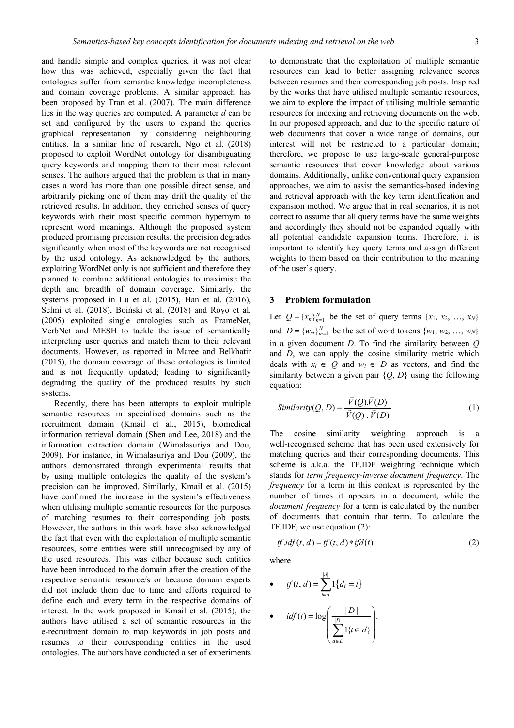and handle simple and complex queries, it was not clear how this was achieved, especially given the fact that ontologies suffer from semantic knowledge incompleteness and domain coverage problems. A similar approach has been proposed by Tran et al. (2007). The main difference lies in the way queries are computed. A parameter *d* can be set and configured by the users to expand the queries graphical representation by considering neighbouring entities. In a similar line of research, Ngo et al. (2018) proposed to exploit WordNet ontology for disambiguating query keywords and mapping them to their most relevant senses. The authors argued that the problem is that in many cases a word has more than one possible direct sense, and arbitrarily picking one of them may drift the quality of the retrieved results. In addition, they enriched senses of query keywords with their most specific common hypernym to represent word meanings. Although the proposed system produced promising precision results, the precision degrades significantly when most of the keywords are not recognised by the used ontology. As acknowledged by the authors, exploiting WordNet only is not sufficient and therefore they planned to combine additional ontologies to maximise the depth and breadth of domain coverage. Similarly, the systems proposed in Lu et al. (2015), Han et al. (2016), Selmi et al. (2018), Boiński et al. (2018) and Royo et al. (2005) exploited single ontologies such as FrameNet, VerbNet and MESH to tackle the issue of semantically interpreting user queries and match them to their relevant documents. However, as reported in Maree and Belkhatir (2015), the domain coverage of these ontologies is limited and is not frequently updated; leading to significantly degrading the quality of the produced results by such systems.

Recently, there has been attempts to exploit multiple semantic resources in specialised domains such as the recruitment domain (Kmail et al., 2015), biomedical information retrieval domain (Shen and Lee, 2018) and the information extraction domain (Wimalasuriya and Dou, 2009). For instance, in Wimalasuriya and Dou (2009), the authors demonstrated through experimental results that by using multiple ontologies the quality of the system's precision can be improved. Similarly, Kmail et al. (2015) have confirmed the increase in the system's effectiveness when utilising multiple semantic resources for the purposes of matching resumes to their corresponding job posts. However, the authors in this work have also acknowledged the fact that even with the exploitation of multiple semantic resources, some entities were still unrecognised by any of the used resources. This was either because such entities have been introduced to the domain after the creation of the respective semantic resource/s or because domain experts did not include them due to time and efforts required to define each and every term in the respective domains of interest. In the work proposed in Kmail et al. (2015), the authors have utilised a set of semantic resources in the e-recruitment domain to map keywords in job posts and resumes to their corresponding entities in the used ontologies. The authors have conducted a set of experiments to demonstrate that the exploitation of multiple semantic resources can lead to better assigning relevance scores between resumes and their corresponding job posts. Inspired by the works that have utilised multiple semantic resources, we aim to explore the impact of utilising multiple semantic resources for indexing and retrieving documents on the web. In our proposed approach, and due to the specific nature of web documents that cover a wide range of domains, our interest will not be restricted to a particular domain; therefore, we propose to use large-scale general-purpose semantic resources that cover knowledge about various domains. Additionally, unlike conventional query expansion approaches, we aim to assist the semantics-based indexing and retrieval approach with the key term identification and expansion method. We argue that in real scenarios, it is not correct to assume that all query terms have the same weights and accordingly they should not be expanded equally with all potential candidate expansion terms. Therefore, it is important to identify key query terms and assign different weights to them based on their contribution to the meaning of the user's query.

## 3 Problem formulation

Let $Q = \{x_n\}_{n=1}^{N}$ be the set of query terms $\{x_1, x_2, \ldots, x_N\}$ and $D = \{w_m\}_{m=1}^{N}$ be the set of word tokens $\{w_1, w_2, \ldots, w_N\}$ in a given document *D*. To find the similarity between *Q* and *D*, we can apply the cosine similarity metric which deals with $x_i \in Q$ and $w_i \in D$ as vectors, and find the similarity between a given pair $\{Q, D\}$ using the following equation:

$$Similarity(Q, D) = \frac{\vec{V}(Q).\vec{V}(D)}{\left|\vec{V}(Q)\right|.\left|\vec{V}(D)\right|} \tag{1}$$

The cosine similarity weighting approach is a well-recognised scheme that has been used extensively for matching queries and their corresponding documents. This scheme is a.k.a. the TF.IDF weighting technique which stands for *term frequency-inverse document frequency*. The *frequency* for a term in this context is represented by the number of times it appears in a document, while the *document frequency* for a term is calculated by the number of documents that contain that term. To calculate the TF.IDF, we use equation (2):

$$tf.idf(t, d) = tf(t, d) * ifd(t) \tag{2}$$

where

- $tf(t, d) = \sum_{i \in d}^{|d|} 1\{d_i = t\}$
- $idf(t) = \log\left(\frac{|D|}{\sum_{d \in D}^{|D|} 1\{t \in d\}}\right).$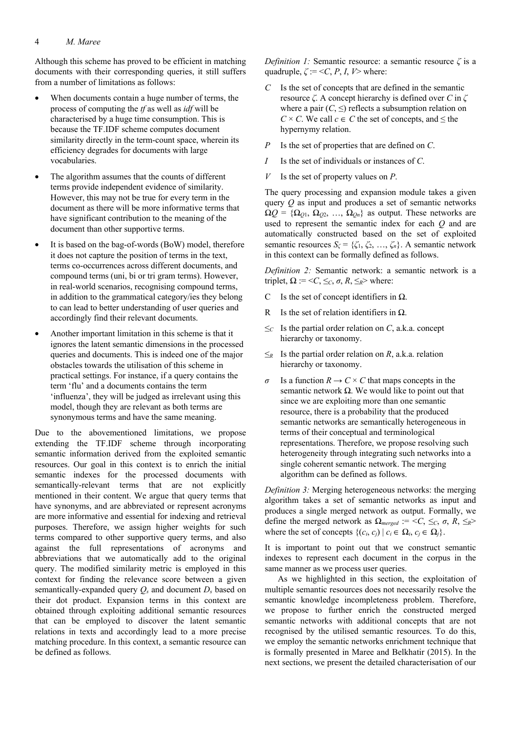Although this scheme has proved to be efficient in matching documents with their corresponding queries, it still suffers from a number of limitations as follows:

- When documents contain a huge number of terms, the process of computing the *tf* as well as *idf* will be characterised by a huge time consumption. This is because the TF.IDF scheme computes document similarity directly in the term-count space, wherein its efficiency degrades for documents with large vocabularies.
- The algorithm assumes that the counts of different terms provide independent evidence of similarity. However, this may not be true for every term in the document as there will be more informative terms that have significant contribution to the meaning of the document than other supportive terms.
- It is based on the bag-of-words (BoW) model, therefore it does not capture the position of terms in the text, terms co-occurrences across different documents, and compound terms (uni, bi or tri gram terms). However, in real-world scenarios, recognising compound terms, in addition to the grammatical category/ies they belong to can lead to better understanding of user queries and accordingly find their relevant documents.
- Another important limitation in this scheme is that it ignores the latent semantic dimensions in the processed queries and documents. This is indeed one of the major obstacles towards the utilisation of this scheme in practical settings. For instance, if a query contains the term 'flu' and a documents contains the term 'influenza', they will be judged as irrelevant using this model, though they are relevant as both terms are synonymous terms and have the same meaning.

Due to the abovementioned limitations, we propose extending the TF.IDF scheme through incorporating semantic information derived from the exploited semantic resources. Our goal in this context is to enrich the initial semantic indexes for the processed documents with semantically-relevant terms that are not explicitly mentioned in their content. We argue that query terms that have synonyms, and are abbreviated or represent acronyms are more informative and essential for indexing and retrieval purposes. Therefore, we assign higher weights for such terms compared to other supportive query terms, and also against the full representations of acronyms and abbreviations that we automatically add to the original query. The modified similarity metric is employed in this context for finding the relevance score between a given semantically-expanded query $Q_s$ and document $D_s$ based on their dot product. Expansion terms in this context are obtained through exploiting additional semantic resources that can be employed to discover the latent semantic relations in texts and accordingly lead to a more precise matching procedure. In this context, a semantic resource can be defined as follows.

*Definition 1:* Semantic resource: a semantic resource $\zeta$ is a quadruple, $\zeta := <C, P, I, V>$ where:

- $C$ Is the set of concepts that are defined in the semantic resource $\zeta$. A concept hierarchy is defined over $C$ in $\zeta$ where a pair $(C, \leq)$ reflects a subsumption relation on $C \times C$. We call $c \in C$ the set of concepts, and $\leq$ the hypernymy relation.
- $P$ Is the set of properties that are defined on $C$.
- $I$ Is the set of individuals or instances of $C$.
- $V$ Is the set of property values on $P$.

The query processing and expansion module takes a given query $Q$ as input and produces a set of semantic networks $\Omega Q = \{\Omega_{Q1}, \Omega_{Q2}, \ldots, \Omega_{Qn}\}$ as output. These networks are used to represent the semantic index for each $Q$ and are automatically constructed based on the set of exploited semantic resources $S_\zeta = \{\zeta_1, \zeta_2, \ldots, \zeta_n\}$. A semantic network in this context can be formally defined as follows.

*Definition 2:* Semantic network: a semantic network is a triplet, $\Omega := <C, \leq_C, \sigma, R, \leq_R>$ where:

- C Is the set of concept identifiers in $\Omega$.
- R Is the set of relation identifiers in $\Omega$.
- $\leq_C$ Is the partial order relation on $C$, a.k.a. concept hierarchy or taxonomy.
- $\leq_R$ Is the partial order relation on $R$, a.k.a. relation hierarchy or taxonomy.
- $\sigma$ Is a function $R \rightarrow C \times C$ that maps concepts in the semantic network $\Omega$. We would like to point out that since we are exploiting more than one semantic resource, there is a probability that the produced semantic networks are semantically heterogeneous in terms of their conceptual and terminological representations. Therefore, we propose resolving such heterogeneity through integrating such networks into a single coherent semantic network. The merging algorithm can be defined as follows.

*Definition 3:* Merging heterogeneous networks: the merging algorithm takes a set of semantic networks as input and produces a single merged network as output. Formally, we define the merged network as $\Omega_{merged} := <C, \leq_C, \sigma, R, \leq_R>$ where the set of concepts $\{(c_i, c_j) \mid c_i \in \Omega_i, c_j \in \Omega_j\}$.

It is important to point out that we construct semantic indexes to represent each document in the corpus in the same manner as we process user queries.

As we highlighted in this section, the exploitation of multiple semantic resources does not necessarily resolve the semantic knowledge incompleteness problem. Therefore, we propose to further enrich the constructed merged semantic networks with additional concepts that are not recognised by the utilised semantic resources. To do this, we employ the semantic networks enrichment technique that is formally presented in Maree and Belkhatir (2015). In the next sections, we present the detailed characterisation of our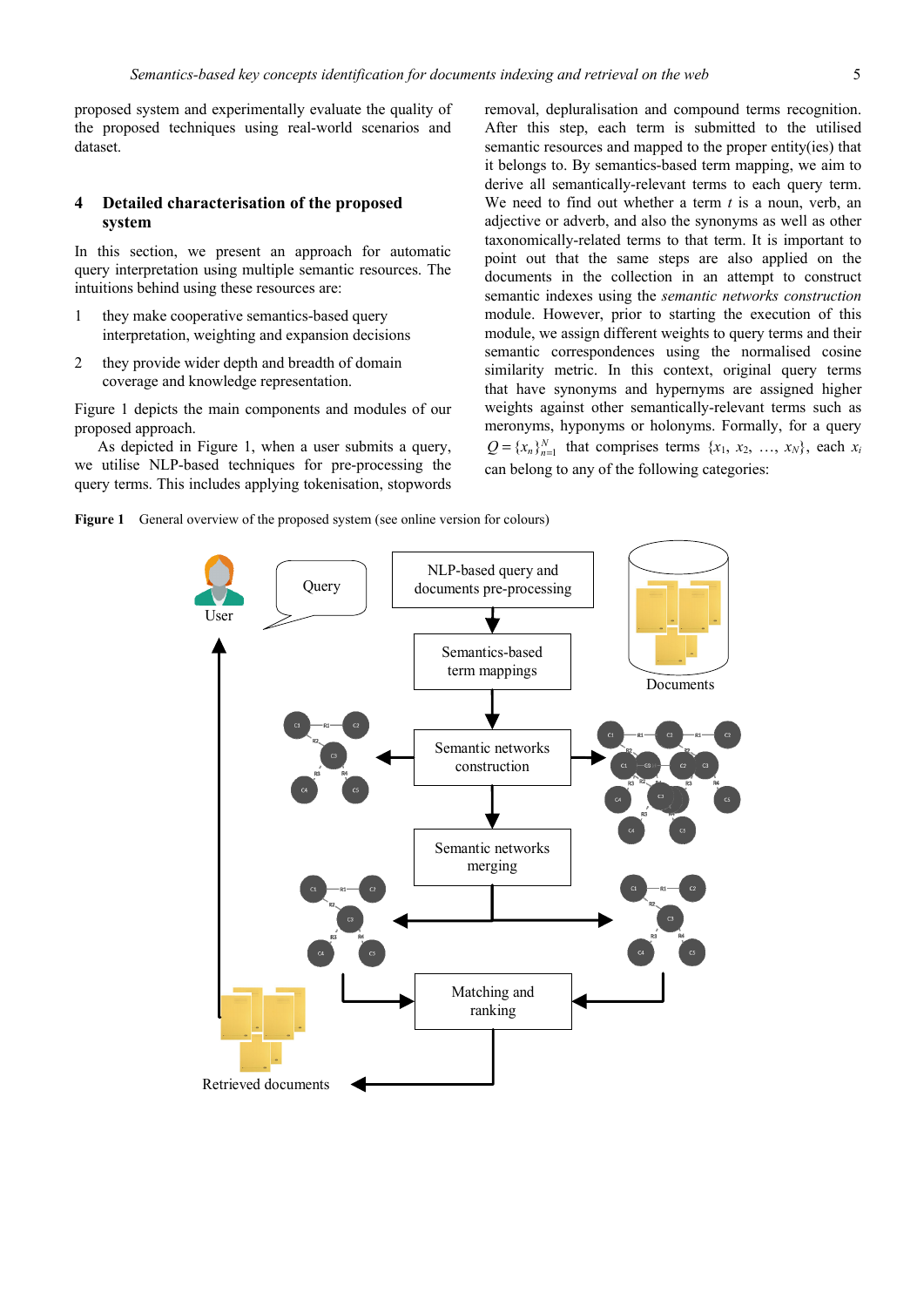proposed system and experimentally evaluate the quality of the proposed techniques using real-world scenarios and dataset.

## 4 Detailed characterisation of the proposed system

In this section, we present an approach for automatic query interpretation using multiple semantic resources. The intuitions behind using these resources are:

1. they make cooperative semantics-based query interpretation, weighting and expansion decisions
2. they provide wider depth and breadth of domain coverage and knowledge representation.

Figure 1 depicts the main components and modules of our proposed approach.

As depicted in Figure 1, when a user submits a query, we utilise NLP-based techniques for pre-processing the query terms. This includes applying tokenisation, stopwords removal, depluralisation and compound terms recognition. After this step, each term is submitted to the utilised semantic resources and mapped to the proper entity(ies) that it belongs to. By semantics-based term mapping, we aim to derive all semantically-relevant terms to each query term. We need to find out whether a term $t$ is a noun, verb, an adjective or adverb, and also the synonyms as well as other taxonomically-related terms to that term. It is important to point out that the same steps are also applied on the documents in the collection in an attempt to construct semantic indexes using the *semantic networks construction* module. However, prior to starting the execution of this module, we assign different weights to query terms and their semantic correspondences using the normalised cosine similarity metric. In this context, original query terms that have synonyms and hypernyms are assigned higher weights against other semantically-relevant terms such as meronyms, hyponyms or holonyms. Formally, for a query $Q = \{x_n\}_{n=1}^{N}$ that comprises terms $\{x_1, x_2, \ldots, x_N\}$, each $x_i$ can belong to any of the following categories:

**Figure 1** General overview of the proposed system (see online version for colours)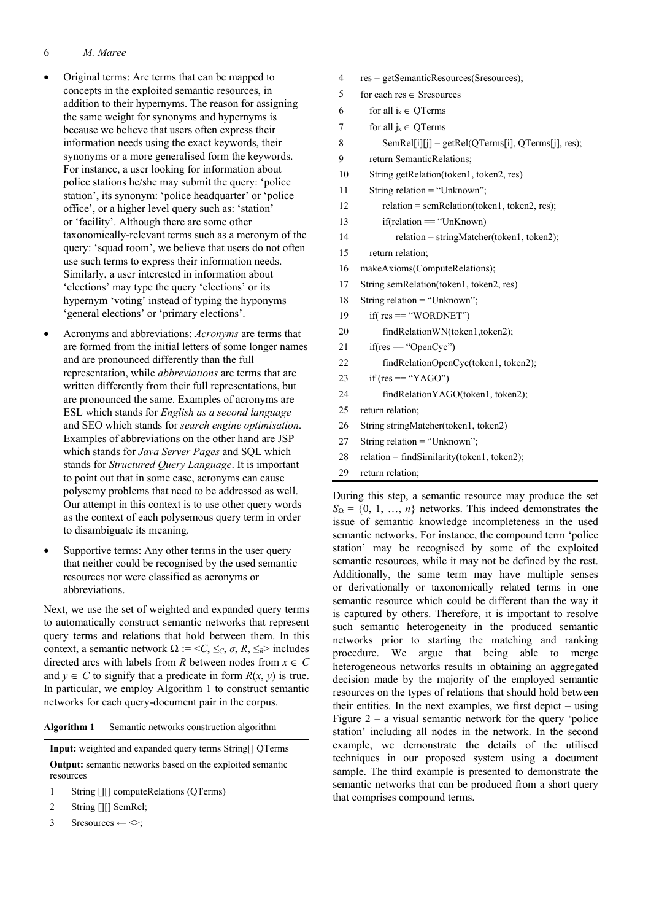- Original terms: Are terms that can be mapped to concepts in the exploited semantic resources, in addition to their hypernyms. The reason for assigning the same weight for synonyms and hypernyms is because we believe that users often express their information needs using the exact keywords, their synonyms or a more generalised form the keywords. For instance, a user looking for information about police stations he/she may submit the query: 'police station', its synonym: 'police headquarter' or 'police office', or a higher level query such as: 'station' or 'facility'. Although there are some other taxonomically-relevant terms such as a meronym of the query: 'squad room', we believe that users do not often use such terms to express their information needs. Similarly, a user interested in information about 'elections' may type the query 'elections' or its hypernym 'voting' instead of typing the hyponyms 'general elections' or 'primary elections'.
- Acronyms and abbreviations: *Acronyms* are terms that are formed from the initial letters of some longer names and are pronounced differently than the full representation, while *abbreviations* are terms that are written differently from their full representations, but are pronounced the same. Examples of acronyms are ESL which stands for *English as a second language* and SEO which stands for *search engine optimisation*. Examples of abbreviations on the other hand are JSP which stands for *Java Server Pages* and SQL which stands for *Structured Query Language*. It is important to point out that in some case, acronyms can cause polysemy problems that need to be addressed as well. Our attempt in this context is to use other query words as the context of each polysemous query term in order to disambiguate its meaning.
- Supportive terms: Any other terms in the user query that neither could be recognised by the used semantic resources nor were classified as acronyms or abbreviations.

Next, we use the set of weighted and expanded query terms to automatically construct semantic networks that represent query terms and relations that hold between them. In this context, a semantic network $\Omega := \langle C, \leq_C, \sigma, R, \leq_R \rangle$ includes directed arcs with labels from $R$ between nodes from $x \in C$ and $y \in C$ to signify that a predicate in form $R(x, y)$ is true. In particular, we employ Algorithm 1 to construct semantic networks for each query-document pair in the corpus.

**Algorithm 1** Semantic networks construction algorithm

**Input:** weighted and expanded query terms String[] QTerms

**Output:** semantic networks based on the exploited semantic resources

```
1   String [][] computeRelations (QTerms)
2   String [][] SemRel;
3   Sresources ← <>;
4   res = getSemanticResources(Sresources);
5   for each res ∈ Sresources
6     for all i_k ∈ QTerms
7     for all j_k ∈ QTerms
8       SemRel[i][j] = getRel(QTerms[i], QTerms[j], res);
9     return SemanticRelations;
10    String getRelation(token1, token2, res)
11    String relation = "Unknown";
12      relation = semRelation(token1, token2, res);
13      if(relation == "UnKnown)
14        relation = stringMatcher(token1, token2);
15    return relation;
16  makeAxioms(ComputeRelations);
17  String semRelation(token1, token2, res)
18  String relation = "Unknown";
19    if( res == "WORDNET")
20      findRelationWN(token1,token2);
21    if(res == "OpenCyc")
22      findRelationOpenCyc(token1, token2);
23    if (res == "YAGO")
24      findRelationYAGO(token1, token2);
25  return relation;
26  String stringMatcher(token1, token2)
27  String relation = "Unknown";
28  relation = findSimilarity(token1, token2);
29  return relation;
```

During this step, a semantic resource may produce the set $S_\Omega = \{0, 1, \ldots, n\}$ networks. This indeed demonstrates the issue of semantic knowledge incompleteness in the used semantic networks. For instance, the compound term 'police station' may be recognised by some of the exploited semantic resources, while it may not be defined by the rest. Additionally, the same term may have multiple senses or derivationally or taxonomically related terms in one semantic resource which could be different than the way it is captured by others. Therefore, it is important to resolve such semantic heterogeneity in the produced semantic networks prior to starting the matching and ranking procedure. We argue that being able to merge heterogeneous networks results in obtaining an aggregated decision made by the majority of the employed semantic resources on the types of relations that should hold between their entities. In the next examples, we first depict – using Figure 2 – a visual semantic network for the query 'police station' including all nodes in the network. In the second example, we demonstrate the details of the utilised techniques in our proposed system using a document sample. The third example is presented to demonstrate the semantic networks that can be produced from a short query that comprises compound terms.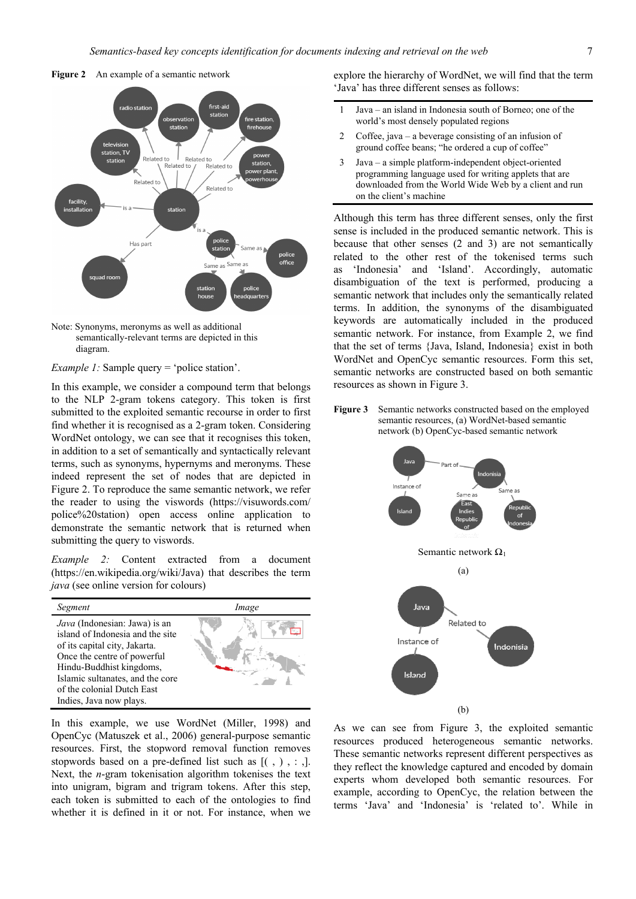**Figure 2** An example of a semantic network

Note: Synonyms, meronyms as well as additional semantically-relevant terms are depicted in this diagram.

*Example 1:* Sample query = 'police station'.

In this example, we consider a compound term that belongs to the NLP 2-gram tokens category. This token is first submitted to the exploited semantic recourse in order to first find whether it is recognised as a 2-gram token. Considering WordNet ontology, we can see that it recognises this token, in addition to a set of semantically and syntactically relevant terms, such as synonyms, hypernyms and meronyms. These indeed represent the set of nodes that are depicted in Figure 2. To reproduce the same semantic network, we refer the reader to using the viswords (https://visuwords.com/police%20station) open access online application to demonstrate the semantic network that is returned when submitting the query to viswords.

*Example 2:* Content extracted from a document (https://en.wikipedia.org/wiki/Java) that describes the term *java* (see online version for colours)

| *Segment* | *Image* |
|---|---|
| *Java* (Indonesian: Jawa) is an island of Indonesia and the site of its capital city, Jakarta. Once the centre of powerful Hindu-Buddhist kingdoms, Islamic sultanates, and the core of the colonial Dutch East Indies, Java now plays. | |

In this example, we use WordNet (Miller, 1998) and OpenCyc (Matuszek et al., 2006) general-purpose semantic resources. First, the stopword removal function removes stopwords based on a pre-defined list such as [( , ) , : ,]. Next, the *n*-gram tokenisation algorithm tokenises the text into unigram, bigram and trigram tokens. After this step, each token is submitted to each of the ontologies to find whether it is defined in it or not. For instance, when we explore the hierarchy of WordNet, we will find that the term 'Java' has three different senses as follows:

| | |
|---|---|
| 1 | Java – an island in Indonesia south of Borneo; one of the world's most densely populated regions |
| 2 | Coffee, java – a beverage consisting of an infusion of ground coffee beans; "he ordered a cup of coffee" |
| 3 | Java – a simple platform-independent object-oriented programming language used for writing applets that are downloaded from the World Wide Web by a client and run on the client's machine |

Although this term has three different senses, only the first sense is included in the produced semantic network. This is because that other senses (2 and 3) are not semantically related to the other rest of the tokenised terms such as 'Indonesia' and 'Island'. Accordingly, automatic disambiguation of the text is performed, producing a semantic network that includes only the semantically related terms. In addition, the synonyms of the disambiguated keywords are automatically included in the produced semantic network. For instance, from Example 2, we find that the set of terms {Java, Island, Indonesia} exist in both WordNet and OpenCyc semantic resources. Form this set, semantic networks are constructed based on both semantic resources as shown in Figure 3.

**Figure 3** Semantic networks constructed based on the employed semantic resources, (a) WordNet-based semantic network (b) OpenCyc-based semantic network

Semantic network $\Omega_1$

(a)

(b)

As we can see from Figure 3, the exploited semantic resources produced heterogeneous semantic networks. These semantic networks represent different perspectives as they reflect the knowledge captured and encoded by domain experts whom developed both semantic resources. For example, according to OpenCyc, the relation between the terms 'Java' and 'Indonesia' is 'related to'. While in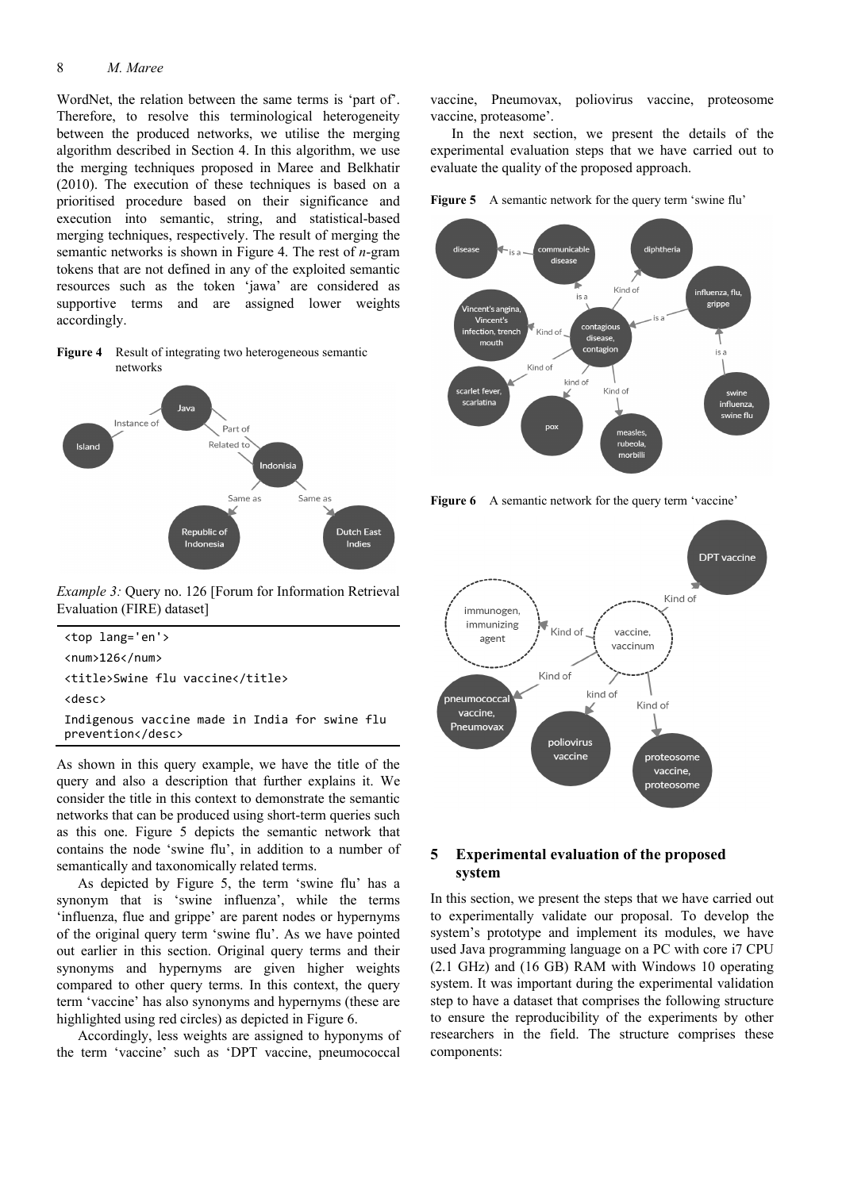WordNet, the relation between the same terms is 'part of'. Therefore, to resolve this terminological heterogeneity between the produced networks, we utilise the merging algorithm described in Section 4. In this algorithm, we use the merging techniques proposed in Maree and Belkhatir (2010). The execution of these techniques is based on a prioritised procedure based on their significance and execution into semantic, string, and statistical-based merging techniques, respectively. The result of merging the semantic networks is shown in Figure 4. The rest of *n*-gram tokens that are not defined in any of the exploited semantic resources such as the token 'jawa' are considered as supportive terms and are assigned lower weights accordingly.

**Figure 4** Result of integrating two heterogeneous semantic networks

*Example 3:* Query no. 126 [Forum for Information Retrieval Evaluation (FIRE) dataset]

```
<top lang='en'>
<num>126</num>
<title>Swine flu vaccine</title>
<desc>
Indigenous vaccine made in India for swine flu prevention</desc>
```

As shown in this query example, we have the title of the query and also a description that further explains it. We consider the title in this context to demonstrate the semantic networks that can be produced using short-term queries such as this one. Figure 5 depicts the semantic network that contains the node 'swine flu', in addition to a number of semantically and taxonomically related terms.

As depicted by Figure 5, the term 'swine flu' has a synonym that is 'swine influenza', while the terms 'influenza, flue and grippe' are parent nodes or hypernyms of the original query term 'swine flu'. As we have pointed out earlier in this section. Original query terms and their synonyms and hypernyms are given higher weights compared to other query terms. In this context, the query term 'vaccine' has also synonyms and hypernyms (these are highlighted using red circles) as depicted in Figure 6.

Accordingly, less weights are assigned to hyponyms of the term 'vaccine' such as 'DPT vaccine, pneumococcal vaccine, Pneumovax, poliovirus vaccine, proteosome vaccine, proteasome'.

In the next section, we present the details of the experimental evaluation steps that we have carried out to evaluate the quality of the proposed approach.

**Figure 5** A semantic network for the query term 'swine flu'

**Figure 6** A semantic network for the query term 'vaccine'

## 5 Experimental evaluation of the proposed system

In this section, we present the steps that we have carried out to experimentally validate our proposal. To develop the system's prototype and implement its modules, we have used Java programming language on a PC with core i7 CPU (2.1 GHz) and (16 GB) RAM with Windows 10 operating system. It was important during the experimental validation step to have a dataset that comprises the following structure to ensure the reproducibility of the experiments by other researchers in the field. The structure comprises these components: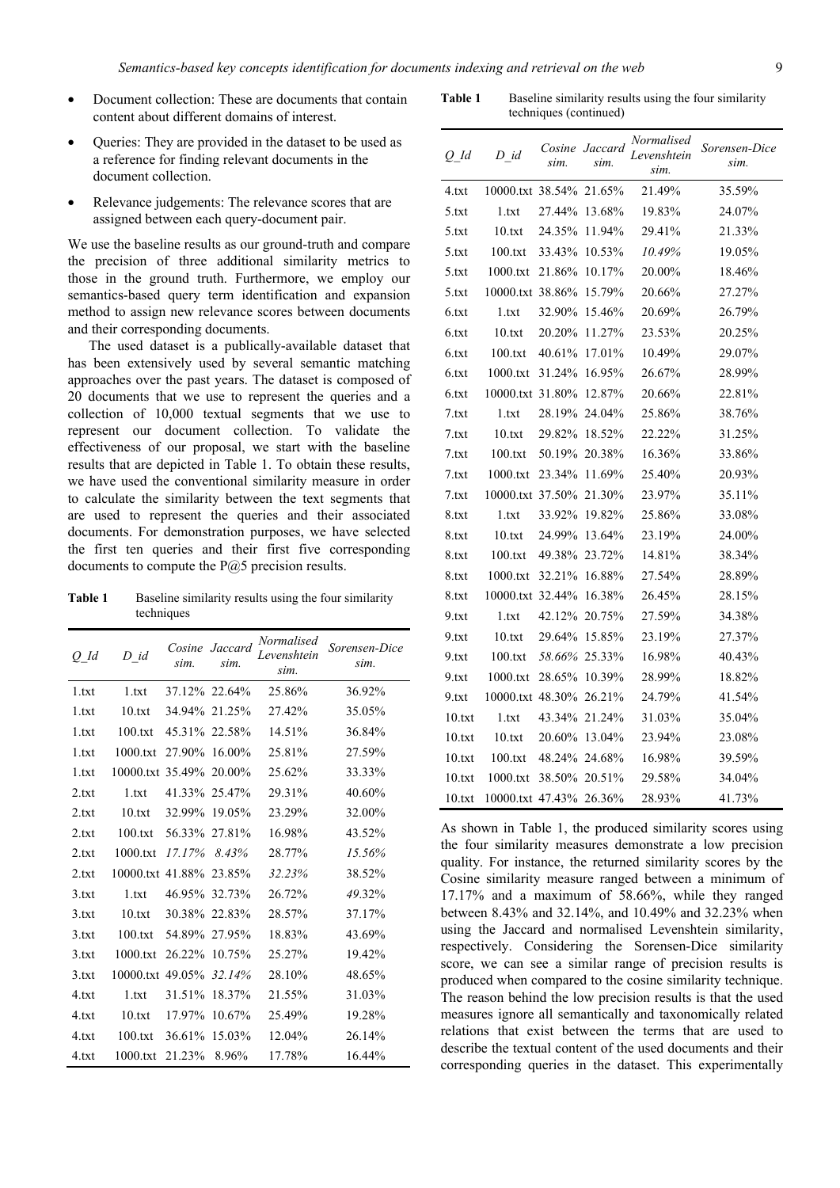- Document collection: These are documents that contain content about different domains of interest.
- Queries: They are provided in the dataset to be used as a reference for finding relevant documents in the document collection.
- Relevance judgements: The relevance scores that are assigned between each query-document pair.

We use the baseline results as our ground-truth and compare the precision of three additional similarity metrics to those in the ground truth. Furthermore, we employ our semantics-based query term identification and expansion method to assign new relevance scores between documents and their corresponding documents.

The used dataset is a publically-available dataset that has been extensively used by several semantic matching approaches over the past years. The dataset is composed of 20 documents that we use to represent the queries and a collection of 10,000 textual segments that we use to represent our document collection. To validate the effectiveness of our proposal, we start with the baseline results that are depicted in Table 1. To obtain these results, we have used the conventional similarity measure in order to calculate the similarity between the text segments that are used to represent the queries and their associated documents. For demonstration purposes, we have selected the first ten queries and their first five corresponding documents to compute the P@5 precision results.

**Table 1** Baseline similarity results using the four similarity techniques

| *Q_Id* | *D_id* | *Cosine sim.* | *Jaccard sim.* | *Normalised Levenshtein sim.* | *Sorensen-Dice sim.* |
|---|---|---|---|---|---|
| 1.txt | 1.txt | 37.12% | 22.64% | 25.86% | 36.92% |
| 1.txt | 10.txt | 34.94% | 21.25% | 27.42% | 35.05% |
| 1.txt | 100.txt | 45.31% | 22.58% | 14.51% | 36.84% |
| 1.txt | 1000.txt | 27.90% | 16.00% | 25.81% | 27.59% |
| 1.txt | 10000.txt | 35.49% | 20.00% | 25.62% | 33.33% |
| 2.txt | 1.txt | 41.33% | 25.47% | 29.31% | 40.60% |
| 2.txt | 10.txt | 32.99% | 19.05% | 23.29% | 32.00% |
| 2.txt | 100.txt | 56.33% | 27.81% | 16.98% | 43.52% |
| 2.txt | 1000.txt | *17.17%* | *8.43%* | 28.77% | *15.56%* |
| 2.txt | 10000.txt | 41.88% | 23.85% | *32.23%* | 38.52% |
| 3.txt | 1.txt | 46.95% | 32.73% | 26.72% | *49.32%* |
| 3.txt | 10.txt | 30.38% | 22.83% | 28.57% | 37.17% |
| 3.txt | 100.txt | 54.89% | 27.95% | 18.83% | 43.69% |
| 3.txt | 1000.txt | 26.22% | 10.75% | 25.27% | 19.42% |
| 3.txt | 10000.txt | 49.05% | *32.14%* | 28.10% | 48.65% |
| 4.txt | 1.txt | 31.51% | 18.37% | 21.55% | 31.03% |
| 4.txt | 10.txt | 17.97% | 10.67% | 25.49% | 19.28% |
| 4.txt | 100.txt | 36.61% | 15.03% | 12.04% | 26.14% |
| 4.txt | 1000.txt | 21.23% | 8.96% | 17.78% | 16.44% |
| 4.txt | 10000.txt | 38.54% | 21.65% | 21.49% | 35.59% |
| 5.txt | 1.txt | 27.44% | 13.68% | 19.83% | 24.07% |
| 5.txt | 10.txt | 24.35% | 11.94% | 29.41% | 21.33% |
| 5.txt | 100.txt | 33.43% | 10.53% | *10.49%* | 19.05% |
| 5.txt | 1000.txt | 21.86% | 10.17% | 20.00% | 18.46% |
| 5.txt | 10000.txt | 38.86% | 15.79% | 20.66% | 27.27% |
| 6.txt | 1.txt | 32.90% | 15.46% | 20.69% | 26.79% |
| 6.txt | 10.txt | 20.20% | 11.27% | 23.53% | 20.25% |
| 6.txt | 100.txt | 40.61% | 17.01% | 10.49% | 29.07% |
| 6.txt | 1000.txt | 31.24% | 16.95% | 26.67% | 28.99% |
| 6.txt | 10000.txt | 31.80% | 12.87% | 20.66% | 22.81% |
| 7.txt | 1.txt | 28.19% | 24.04% | 25.86% | 38.76% |
| 7.txt | 10.txt | 29.82% | 18.52% | 22.22% | 31.25% |
| 7.txt | 100.txt | 50.19% | 20.38% | 16.36% | 33.86% |
| 7.txt | 1000.txt | 23.34% | 11.69% | 25.40% | 20.93% |
| 7.txt | 10000.txt | 37.50% | 21.30% | 23.97% | 35.11% |
| 8.txt | 1.txt | 33.92% | 19.82% | 25.86% | 33.08% |
| 8.txt | 10.txt | 24.99% | 13.64% | 23.19% | 24.00% |
| 8.txt | 100.txt | 49.38% | 23.72% | 14.81% | 38.34% |
| 8.txt | 1000.txt | 32.21% | 16.88% | 27.54% | 28.89% |
| 8.txt | 10000.txt | 32.44% | 16.38% | 26.45% | 28.15% |
| 9.txt | 1.txt | 42.12% | 20.75% | 27.59% | 34.38% |
| 9.txt | 10.txt | 29.64% | 15.85% | 23.19% | 27.37% |
| 9.txt | 100.txt | *58.66%* | 25.33% | 16.98% | 40.43% |
| 9.txt | 1000.txt | 28.65% | 10.39% | 28.99% | 18.82% |
| 9.txt | 10000.txt | 48.30% | 26.21% | 24.79% | 41.54% |
| 10.txt | 1.txt | 43.34% | 21.24% | 31.03% | 35.04% |
| 10.txt | 10.txt | 20.60% | 13.04% | 23.94% | 23.08% |
| 10.txt | 100.txt | 48.24% | 24.68% | 16.98% | 39.59% |
| 10.txt | 1000.txt | 38.50% | 20.51% | 29.58% | 34.04% |
| 10.txt | 10000.txt | 47.43% | 26.36% | 28.93% | 41.73% |

As shown in Table 1, the produced similarity scores using the four similarity measures demonstrate a low precision quality. For instance, the returned similarity scores by the Cosine similarity measure ranged between a minimum of 17.17% and a maximum of 58.66%, while they ranged between 8.43% and 32.14%, and 10.49% and 32.23% when using the Jaccard and normalised Levenshtein similarity, respectively. Considering the Sorensen-Dice similarity score, we can see a similar range of precision results is produced when compared to the cosine similarity technique. The reason behind the low precision results is that the used measures ignore all semantically and taxonomically related relations that exist between the terms that are used to describe the textual content of the used documents and their corresponding queries in the dataset. This experimentally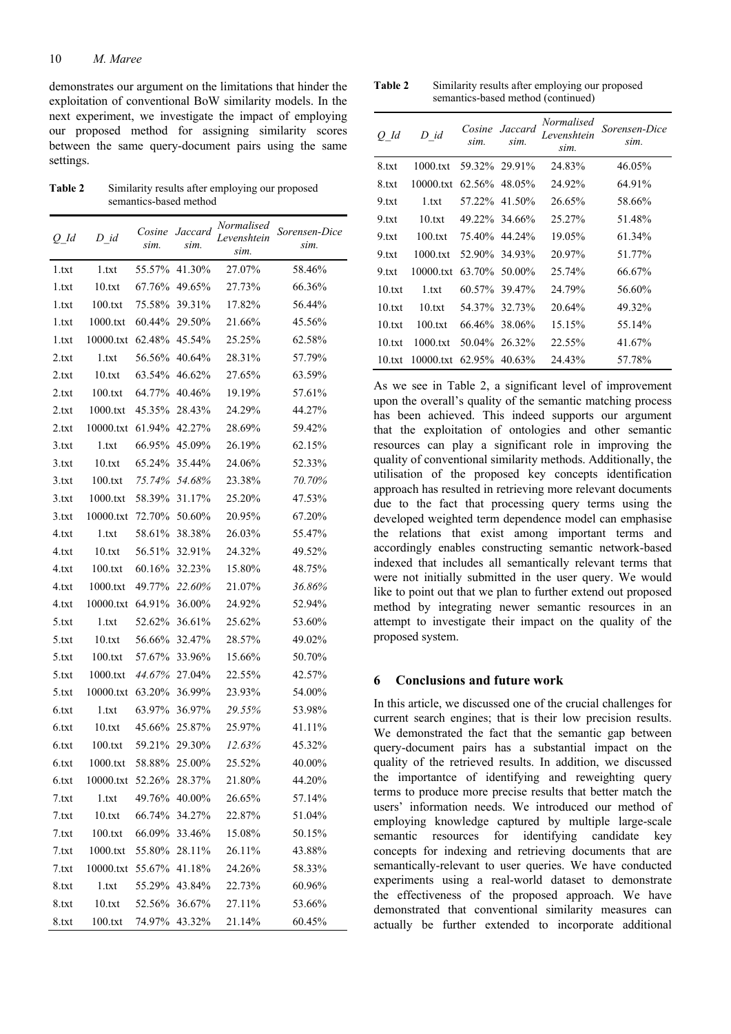demonstrates our argument on the limitations that hinder the exploitation of conventional BoW similarity models. In the next experiment, we investigate the impact of employing our proposed method for assigning similarity scores between the same query-document pairs using the same settings.

**Table 2** Similarity results after employing our proposed semantics-based method

| *Q_Id* | *D_id* | *Cosine sim.* | *Jaccard sim.* | *Normalised Levenshtein sim.* | *Sorensen-Dice sim.* |
|---|---|---|---|---|---|
| 1.txt | 1.txt | 55.57% | 41.30% | 27.07% | 58.46% |
| 1.txt | 10.txt | 67.76% | 49.65% | 27.73% | 66.36% |
| 1.txt | 100.txt | 75.58% | 39.31% | 17.82% | 56.44% |
| 1.txt | 1000.txt | 60.44% | 29.50% | 21.66% | 45.56% |
| 1.txt | 10000.txt | 62.48% | 45.54% | 25.25% | 62.58% |
| 2.txt | 1.txt | 56.56% | 40.64% | 28.31% | 57.79% |
| 2.txt | 10.txt | 63.54% | 46.62% | 27.65% | 63.59% |
| 2.txt | 100.txt | 64.77% | 40.46% | 19.19% | 57.61% |
| 2.txt | 1000.txt | 45.35% | 28.43% | 24.29% | 44.27% |
| 2.txt | 10000.txt | 61.94% | 42.27% | 28.69% | 59.42% |
| 3.txt | 1.txt | 66.95% | 45.09% | 26.19% | 62.15% |
| 3.txt | 10.txt | 65.24% | 35.44% | 24.06% | 52.33% |
| 3.txt | 100.txt | *75.74%* | *54.68%* | 23.38% | *70.70%* |
| 3.txt | 1000.txt | 58.39% | 31.17% | 25.20% | 47.53% |
| 3.txt | 10000.txt | 72.70% | 50.60% | 20.95% | 67.20% |
| 4.txt | 1.txt | 58.61% | 38.38% | 26.03% | 55.47% |
| 4.txt | 10.txt | 56.51% | 32.91% | 24.32% | 49.52% |
| 4.txt | 100.txt | 60.16% | 32.23% | 15.80% | 48.75% |
| 4.txt | 1000.txt | 49.77% | *22.60%* | 21.07% | *36.86%* |
| 4.txt | 10000.txt | 64.91% | 36.00% | 24.92% | 52.94% |
| 5.txt | 1.txt | 52.62% | 36.61% | 25.62% | 53.60% |
| 5.txt | 10.txt | 56.66% | 32.47% | 28.57% | 49.02% |
| 5.txt | 100.txt | 57.67% | 33.96% | 15.66% | 50.70% |
| 5.txt | 1000.txt | *44.67%* | 27.04% | 22.55% | 42.57% |
| 5.txt | 10000.txt | 63.20% | 36.99% | 23.93% | 54.00% |
| 6.txt | 1.txt | 63.97% | 36.97% | *29.55%* | 53.98% |
| 6.txt | 10.txt | 45.66% | 25.87% | 25.97% | 41.11% |
| 6.txt | 100.txt | 59.21% | 29.30% | *12.63%* | 45.32% |
| 6.txt | 1000.txt | 58.88% | 25.00% | 25.52% | 40.00% |
| 6.txt | 10000.txt | 52.26% | 28.37% | 21.80% | 44.20% |
| 7.txt | 1.txt | 49.76% | 40.00% | 26.65% | 57.14% |
| 7.txt | 10.txt | 66.74% | 34.27% | 22.87% | 51.04% |
| 7.txt | 100.txt | 66.09% | 33.46% | 15.08% | 50.15% |
| 7.txt | 1000.txt | 55.80% | 28.11% | 26.11% | 43.88% |
| 7.txt | 10000.txt | 55.67% | 41.18% | 24.26% | 58.33% |
| 8.txt | 1.txt | 55.29% | 43.84% | 22.73% | 60.96% |
| 8.txt | 10.txt | 52.56% | 36.67% | 27.11% | 53.66% |
| 8.txt | 100.txt | 74.97% | 43.32% | 21.14% | 60.45% |
| 8.txt | 1000.txt | 59.32% | 29.91% | 24.83% | 46.05% |
| 8.txt | 10000.txt | 62.56% | 48.05% | 24.92% | 64.91% |
| 9.txt | 1.txt | 57.22% | 41.50% | 26.65% | 58.66% |
| 9.txt | 10.txt | 49.22% | 34.66% | 25.27% | 51.48% |
| 9.txt | 100.txt | 75.40% | 44.24% | 19.05% | 61.34% |
| 9.txt | 1000.txt | 52.90% | 34.93% | 20.97% | 51.77% |
| 9.txt | 10000.txt | 63.70% | 50.00% | 25.74% | 66.67% |
| 10.txt | 1.txt | 60.57% | 39.47% | 24.79% | 56.60% |
| 10.txt | 10.txt | 54.37% | 32.73% | 20.64% | 49.32% |
| 10.txt | 100.txt | 66.46% | 38.06% | 15.15% | 55.14% |
| 10.txt | 1000.txt | 50.04% | 26.32% | 22.55% | 41.67% |
| 10.txt | 10000.txt | 62.95% | 40.63% | 24.43% | 57.78% |

As we see in Table 2, a significant level of improvement upon the overall's quality of the semantic matching process has been achieved. This indeed supports our argument that the exploitation of ontologies and other semantic resources can play a significant role in improving the quality of conventional similarity methods. Additionally, the utilisation of the proposed key concepts identification approach has resulted in retrieving more relevant documents due to the fact that processing query terms using the developed weighted term dependence model can emphasise the relations that exist among important terms and accordingly enables constructing semantic network-based indexed that includes all semantically relevant terms that were not initially submitted in the user query. We would like to point out that we plan to further extend out proposed method by integrating newer semantic resources in an attempt to investigate their impact on the quality of the proposed system.

## 6 Conclusions and future work

In this article, we discussed one of the crucial challenges for current search engines; that is their low precision results. We demonstrated the fact that the semantic gap between query-document pairs has a substantial impact on the quality of the retrieved results. In addition, we discussed the importantce of identifying and reweighting query terms to produce more precise results that better match the users' information needs. We introduced our method of employing knowledge captured by multiple large-scale semantic resources for identifying candidate key concepts for indexing and retrieving documents that are semantically-relevant to user queries. We have conducted experiments using a real-world dataset to demonstrate the effectiveness of the proposed approach. We have demonstrated that conventional similarity measures can actually be further extended to incorporate additional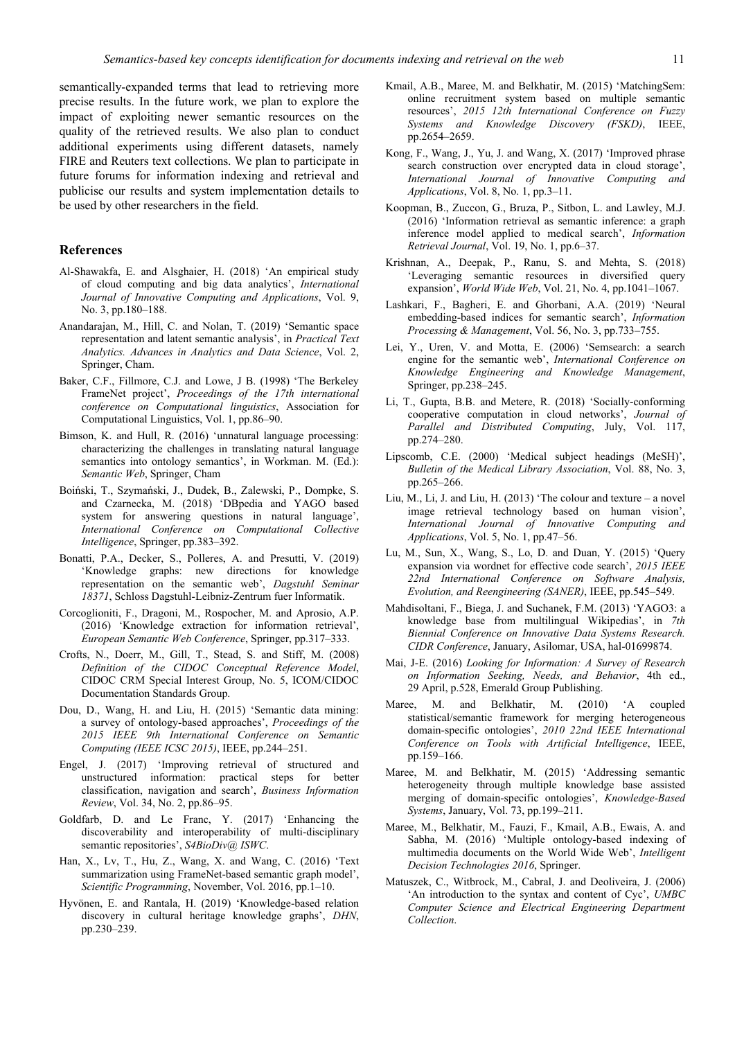semantically-expanded terms that lead to retrieving more precise results. In the future work, we plan to explore the impact of exploiting newer semantic resources on the quality of the retrieved results. We also plan to conduct additional experiments using different datasets, namely FIRE and Reuters text collections. We plan to participate in future forums for information indexing and retrieval and publicise our results and system implementation details to be used by other researchers in the field.

## References

Al-Shawakfa, E. and Alsghaier, H. (2018) 'An empirical study of cloud computing and big data analytics', *International Journal of Innovative Computing and Applications*, Vol. 9, No. 3, pp.180–188.

Anandarajan, M., Hill, C. and Nolan, T. (2019) 'Semantic space representation and latent semantic analysis', in *Practical Text Analytics. Advances in Analytics and Data Science*, Vol. 2, Springer, Cham.

Baker, C.F., Fillmore, C.J. and Lowe, J B. (1998) 'The Berkeley FrameNet project', *Proceedings of the 17th international conference on Computational linguistics*, Association for Computational Linguistics, Vol. 1, pp.86–90.

Bimson, K. and Hull, R. (2016) 'unnatural language processing: characterizing the challenges in translating natural language semantics into ontology semantics', in Workman. M. (Ed.): *Semantic Web*, Springer, Cham

Boiński, T., Szymański, J., Dudek, B., Zalewski, P., Dompke, S. and Czarnecka, M. (2018) 'DBpedia and YAGO based system for answering questions in natural language', *International Conference on Computational Collective Intelligence*, Springer, pp.383–392.

Bonatti, P.A., Decker, S., Polleres, A. and Presutti, V. (2019) 'Knowledge graphs: new directions for knowledge representation on the semantic web', *Dagstuhl Seminar 18371*, Schloss Dagstuhl-Leibniz-Zentrum fuer Informatik.

Corcoglioniti, F., Dragoni, M., Rospocher, M. and Aprosio, A.P. (2016) 'Knowledge extraction for information retrieval', *European Semantic Web Conference*, Springer, pp.317–333.

Crofts, N., Doerr, M., Gill, T., Stead, S. and Stiff, M. (2008) *Definition of the CIDOC Conceptual Reference Model*, CIDOC CRM Special Interest Group, No. 5, ICOM/CIDOC Documentation Standards Group.

Dou, D., Wang, H. and Liu, H. (2015) 'Semantic data mining: a survey of ontology-based approaches', *Proceedings of the 2015 IEEE 9th International Conference on Semantic Computing (IEEE ICSC 2015)*, IEEE, pp.244–251.

Engel, J. (2017) 'Improving retrieval of structured and unstructured information: practical steps for better classification, navigation and search', *Business Information Review*, Vol. 34, No. 2, pp.86–95.

Goldfarb, D. and Le Franc, Y. (2017) 'Enhancing the discoverability and interoperability of multi-disciplinary semantic repositories', *S4BioDiv@ ISWC*.

Han, X., Lv, T., Hu, Z., Wang, X. and Wang, C. (2016) 'Text summarization using FrameNet-based semantic graph model', *Scientific Programming*, November, Vol. 2016, pp.1–10.

Hyvönen, E. and Rantala, H. (2019) 'Knowledge-based relation discovery in cultural heritage knowledge graphs', *DHN*, pp.230–239.

Kmail, A.B., Maree, M. and Belkhatir, M. (2015) 'MatchingSem: online recruitment system based on multiple semantic resources', *2015 12th International Conference on Fuzzy Systems and Knowledge Discovery (FSKD)*, IEEE, pp.2654–2659.

Kong, F., Wang, J., Yu, J. and Wang, X. (2017) 'Improved phrase search construction over encrypted data in cloud storage', *International Journal of Innovative Computing and Applications*, Vol. 8, No. 1, pp.3–11.

Koopman, B., Zuccon, G., Bruza, P., Sitbon, L. and Lawley, M.J. (2016) 'Information retrieval as semantic inference: a graph inference model applied to medical search', *Information Retrieval Journal*, Vol. 19, No. 1, pp.6–37.

Krishnan, A., Deepak, P., Ranu, S. and Mehta, S. (2018) 'Leveraging semantic resources in diversified query expansion', *World Wide Web*, Vol. 21, No. 4, pp.1041–1067.

Lashkari, F., Bagheri, E. and Ghorbani, A.A. (2019) 'Neural embedding-based indices for semantic search', *Information Processing & Management*, Vol. 56, No. 3, pp.733–755.

Lei, Y., Uren, V. and Motta, E. (2006) 'Semsearch: a search engine for the semantic web', *International Conference on Knowledge Engineering and Knowledge Management*, Springer, pp.238–245.

Li, T., Gupta, B.B. and Metere, R. (2018) 'Socially-conforming cooperative computation in cloud networks', *Journal of Parallel and Distributed Computing*, July, Vol. 117, pp.274–280.

Lipscomb, C.E. (2000) 'Medical subject headings (MeSH)', *Bulletin of the Medical Library Association*, Vol. 88, No. 3, pp.265–266.

Liu, M., Li, J. and Liu, H. (2013) 'The colour and texture – a novel image retrieval technology based on human vision', *International Journal of Innovative Computing and Applications*, Vol. 5, No. 1, pp.47–56.

Lu, M., Sun, X., Wang, S., Lo, D. and Duan, Y. (2015) 'Query expansion via wordnet for effective code search', *2015 IEEE 22nd International Conference on Software Analysis, Evolution, and Reengineering (SANER)*, IEEE, pp.545–549.

Mahdisoltani, F., Biega, J. and Suchanek, F.M. (2013) 'YAGO3: a knowledge base from multilingual Wikipedias', in *7th Biennial Conference on Innovative Data Systems Research. CIDR Conference*, January, Asilomar, USA, hal-01699874.

Mai, J-E. (2016) *Looking for Information: A Survey of Research on Information Seeking, Needs, and Behavior*, 4th ed., 29 April, p.528, Emerald Group Publishing.

Maree, M. and Belkhatir, M. (2010) 'A coupled statistical/semantic framework for merging heterogeneous domain-specific ontologies', *2010 22nd IEEE International Conference on Tools with Artificial Intelligence*, IEEE, pp.159–166.

Maree, M. and Belkhatir, M. (2015) 'Addressing semantic heterogeneity through multiple knowledge base assisted merging of domain-specific ontologies', *Knowledge-Based Systems*, January, Vol. 73, pp.199–211.

Maree, M., Belkhatir, M., Fauzi, F., Kmail, A.B., Ewais, A. and Sabha, M. (2016) 'Multiple ontology-based indexing of multimedia documents on the World Wide Web', *Intelligent Decision Technologies 2016*, Springer.

Matuszek, C., Witbrock, M., Cabral, J. and Deoliveira, J. (2006) 'An introduction to the syntax and content of Cyc', *UMBC Computer Science and Electrical Engineering Department Collection*.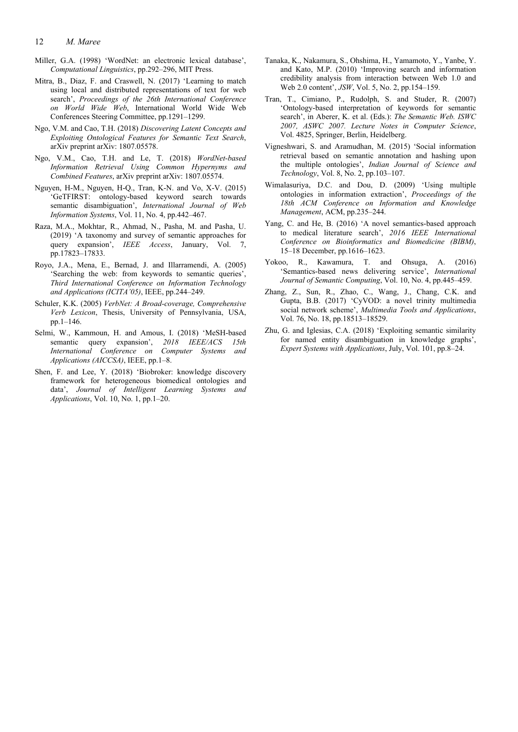Miller, G.A. (1998) 'WordNet: an electronic lexical database', *Computational Linguistics*, pp.292–296, MIT Press.

Mitra, B., Diaz, F. and Craswell, N. (2017) 'Learning to match using local and distributed representations of text for web search', *Proceedings of the 26th International Conference on World Wide Web*, International World Wide Web Conferences Steering Committee, pp.1291–1299.

Ngo, V.M. and Cao, T.H. (2018) *Discovering Latent Concepts and Exploiting Ontological Features for Semantic Text Search*, arXiv preprint arXiv: 1807.05578.

Ngo, V.M., Cao, T.H. and Le, T. (2018) *WordNet-based Information Retrieval Using Common Hypernyms and Combined Features*, arXiv preprint arXiv: 1807.05574.

Nguyen, H-M., Nguyen, H-Q., Tran, K-N. and Vo, X-V. (2015) 'GeTFIRST: ontology-based keyword search towards semantic disambiguation', *International Journal of Web Information Systems*, Vol. 11, No. 4, pp.442–467.

Raza, M.A., Mokhtar, R., Ahmad, N., Pasha, M. and Pasha, U. (2019) 'A taxonomy and survey of semantic approaches for query expansion', *IEEE Access*, January, Vol. 7, pp.17823–17833.

Royo, J.A., Mena, E., Bernad, J. and Illarramendi, A. (2005) 'Searching the web: from keywords to semantic queries', *Third International Conference on Information Technology and Applications (ICITA'05)*, IEEE, pp.244–249.

Schuler, K.K. (2005) *VerbNet: A Broad-coverage, Comprehensive Verb Lexicon*, Thesis, University of Pennsylvania, USA, pp.1–146.

Selmi, W., Kammoun, H. and Amous, I. (2018) 'MeSH-based semantic query expansion', *2018 IEEE/ACS 15th International Conference on Computer Systems and Applications (AICCSA)*, IEEE, pp.1–8.

Shen, F. and Lee, Y. (2018) 'Biobroker: knowledge discovery framework for heterogeneous biomedical ontologies and data', *Journal of Intelligent Learning Systems and Applications*, Vol. 10, No. 1, pp.1–20.

Tanaka, K., Nakamura, S., Ohshima, H., Yamamoto, Y., Yanbe, Y. and Kato, M.P. (2010) 'Improving search and information credibility analysis from interaction between Web 1.0 and Web 2.0 content', *JSW*, Vol. 5, No. 2, pp.154–159.

Tran, T., Cimiano, P., Rudolph, S. and Studer, R. (2007) 'Ontology-based interpretation of keywords for semantic search', in Aberer, K. et al. (Eds.): *The Semantic Web. ISWC 2007, ASWC 2007. Lecture Notes in Computer Science*, Vol. 4825, Springer, Berlin, Heidelberg.

Vigneshwari, S. and Aramudhan, M. (2015) 'Social information retrieval based on semantic annotation and hashing upon the multiple ontologies', *Indian Journal of Science and Technology*, Vol. 8, No. 2, pp.103–107.

Wimalasuriya, D.C. and Dou, D. (2009) 'Using multiple ontologies in information extraction', *Proceedings of the 18th ACM Conference on Information and Knowledge Management*, ACM, pp.235–244.

Yang, C. and He, B. (2016) 'A novel semantics-based approach to medical literature search', *2016 IEEE International Conference on Bioinformatics and Biomedicine (BIBM)*, 15–18 December, pp.1616–1623.

Yokoo, R., Kawamura, T. and Ohsuga, A. (2016) 'Semantics-based news delivering service', *International Journal of Semantic Computing*, Vol. 10, No. 4, pp.445–459.

Zhang, Z., Sun, R., Zhao, C., Wang, J., Chang, C.K. and Gupta, B.B. (2017) 'CyVOD: a novel trinity multimedia social network scheme', *Multimedia Tools and Applications*, Vol. 76, No. 18, pp.18513–18529.

Zhu, G. and Iglesias, C.A. (2018) 'Exploiting semantic similarity for named entity disambiguation in knowledge graphs', *Expert Systems with Applications*, July, Vol. 101, pp.8–24.